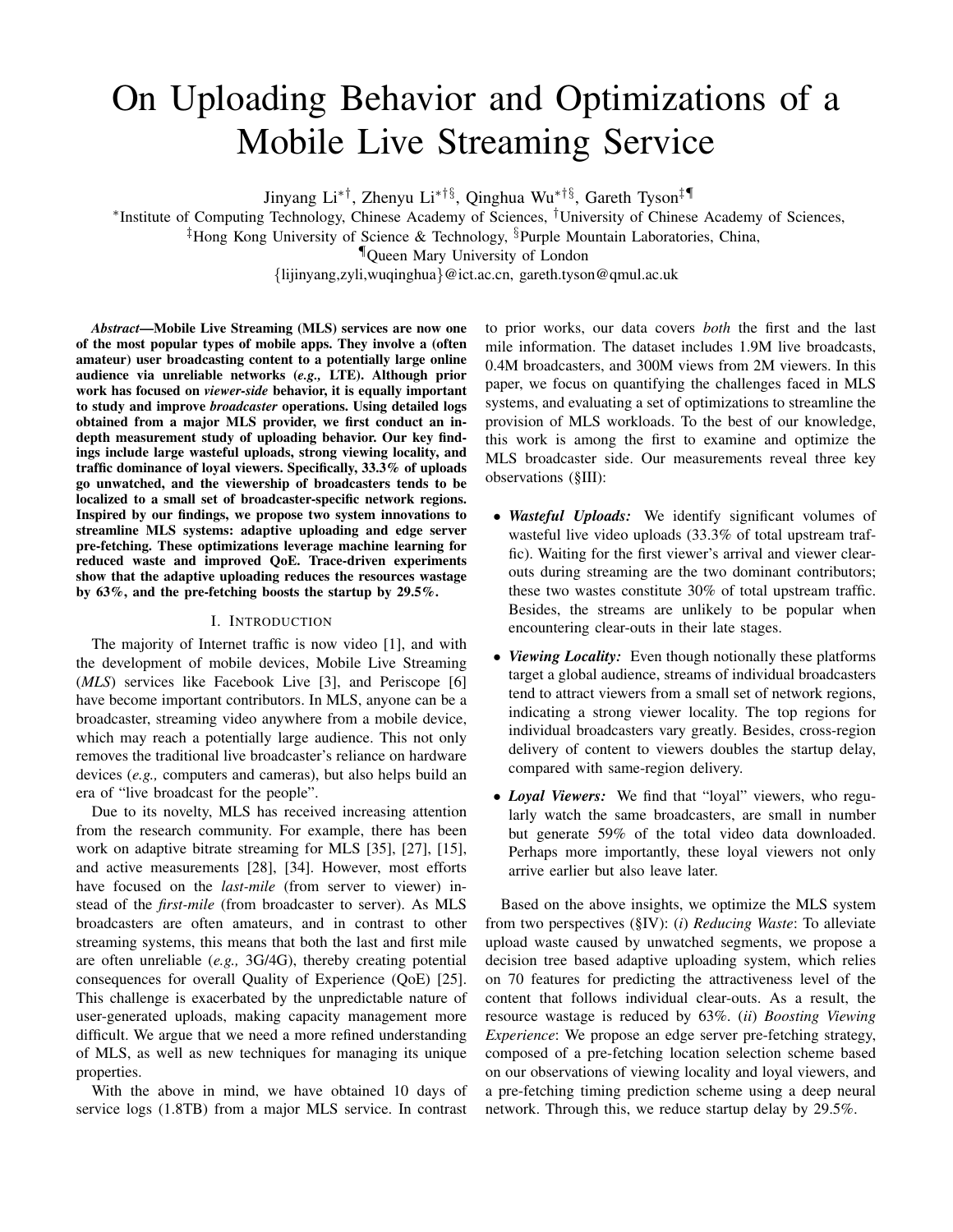# On Uploading Behavior and Optimizations of a Mobile Live Streaming Service

Jinyang Li[*†], Zhenyu Li[*†§], Qinghua Wu[*†§], Gareth Tyson[‡¶]

[*]Institute of Computing Technology, Chinese Academy of Sciences, [†]University of Chinese Academy of Sciences,
[‡]Hong Kong University of Science & Technology, [§]Purple Mountain Laboratories, China,
[¶]Queen Mary University of London
{lijinyang,zyli,wuqinghua}@ict.ac.cn, gareth.tyson@qmul.ac.uk

***Abstract*—Mobile Live Streaming (MLS) services are now one of the most popular types of mobile apps. They involve a (often amateur) user broadcasting content to a potentially large online audience via unreliable networks (*e.g.,* LTE). Although prior work has focused on *viewer-side* behavior, it is equally important to study and improve *broadcaster* operations. Using detailed logs obtained from a major MLS provider, we first conduct an in-depth measurement study of uploading behavior. Our key findings include large wasteful uploads, strong viewing locality, and traffic dominance of loyal viewers. Specifically, 33.3% of uploads go unwatched, and the viewership of broadcasters tends to be localized to a small set of broadcaster-specific network regions. Inspired by our findings, we propose two system innovations to streamline MLS systems: adaptive uploading and edge server pre-fetching. These optimizations leverage machine learning for reduced waste and improved QoE. Trace-driven experiments show that the adaptive uploading reduces the resources wastage by 63%, and the pre-fetching boosts the startup by 29.5%.**

## I. Introduction

The majority of Internet traffic is now video [1], and with the development of mobile devices, Mobile Live Streaming (*MLS*) services like Facebook Live [3], and Periscope [6] have become important contributors. In MLS, anyone can be a broadcaster, streaming video anywhere from a mobile device, which may reach a potentially large audience. This not only removes the traditional live broadcaster's reliance on hardware devices (*e.g.,* computers and cameras), but also helps build an era of "live broadcast for the people".

Due to its novelty, MLS has received increasing attention from the research community. For example, there has been work on adaptive bitrate streaming for MLS [35], [27], [15], and active measurements [28], [34]. However, most efforts have focused on the *last-mile* (from server to viewer) instead of the *first-mile* (from broadcaster to server). As MLS broadcasters are often amateurs, and in contrast to other streaming systems, this means that both the last and first mile are often unreliable (*e.g.,* 3G/4G), thereby creating potential consequences for overall Quality of Experience (QoE) [25]. This challenge is exacerbated by the unpredictable nature of user-generated uploads, making capacity management more difficult. We argue that we need a more refined understanding of MLS, as well as new techniques for managing its unique properties.

With the above in mind, we have obtained 10 days of service logs (1.8TB) from a major MLS service. In contrast to prior works, our data covers *both* the first and the last mile information. The dataset includes 1.9M live broadcasts, 0.4M broadcasters, and 300M views from 2M viewers. In this paper, we focus on quantifying the challenges faced in MLS systems, and evaluating a set of optimizations to streamline the provision of MLS workloads. To the best of our knowledge, this work is among the first to examine and optimize the MLS broadcaster side. Our measurements reveal three key observations (§III):

- ***Wasteful Uploads:*** We identify significant volumes of wasteful live video uploads (33.3% of total upstream traffic). Waiting for the first viewer's arrival and viewer clear-outs during streaming are the two dominant contributors; these two wastes constitute 30% of total upstream traffic. Besides, the streams are unlikely to be popular when encountering clear-outs in their late stages.
- ***Viewing Locality:*** Even though notionally these platforms target a global audience, streams of individual broadcasters tend to attract viewers from a small set of network regions, indicating a strong viewer locality. The top regions for individual broadcasters vary greatly. Besides, cross-region delivery of content to viewers doubles the startup delay, compared with same-region delivery.
- ***Loyal Viewers:*** We find that "loyal" viewers, who regularly watch the same broadcasters, are small in number but generate 59% of the total video data downloaded. Perhaps more importantly, these loyal viewers not only arrive earlier but also leave later.

Based on the above insights, we optimize the MLS system from two perspectives (§IV): (*i*) *Reducing Waste*: To alleviate upload waste caused by unwatched segments, we propose a decision tree based adaptive uploading system, which relies on 70 features for predicting the attractiveness level of the content that follows individual clear-outs. As a result, the resource wastage is reduced by 63%. (*ii*) *Boosting Viewing Experience*: We propose an edge server pre-fetching strategy, composed of a pre-fetching location selection scheme based on our observations of viewing locality and loyal viewers, and a pre-fetching timing prediction scheme using a deep neural network. Through this, we reduce startup delay by 29.5%.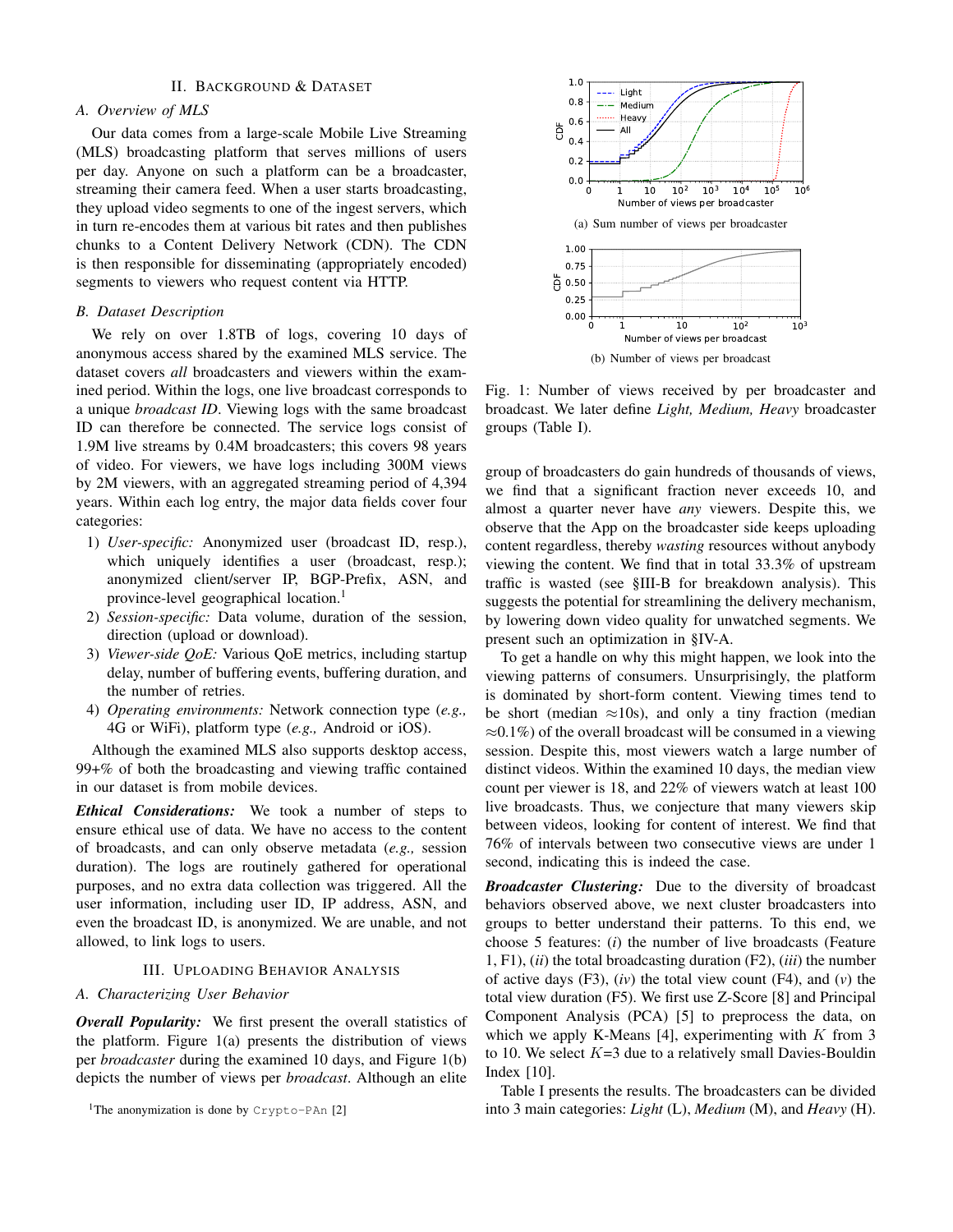## II. Background & Dataset

### A. Overview of MLS

Our data comes from a large-scale Mobile Live Streaming (MLS) broadcasting platform that serves millions of users per day. Anyone on such a platform can be a broadcaster, streaming their camera feed. When a user starts broadcasting, they upload video segments to one of the ingest servers, which in turn re-encodes them at various bit rates and then publishes chunks to a Content Delivery Network (CDN). The CDN is then responsible for disseminating (appropriately encoded) segments to viewers who request content via HTTP.

### B. Dataset Description

We rely on over 1.8TB of logs, covering 10 days of anonymous access shared by the examined MLS service. The dataset covers *all* broadcasters and viewers within the examined period. Within the logs, one live broadcast corresponds to a unique *broadcast ID*. Viewing logs with the same broadcast ID can therefore be connected. The service logs consist of 1.9M live streams by 0.4M broadcasters; this covers 98 years of video. For viewers, we have logs including 300M views by 2M viewers, with an aggregated streaming period of 4,394 years. Within each log entry, the major data fields cover four categories:

1) *User-specific:* Anonymized user (broadcast ID, resp.), which uniquely identifies a user (broadcast, resp.); anonymized client/server IP, BGP-Prefix, ASN, and province-level geographical location.[1]
2) *Session-specific:* Data volume, duration of the session, direction (upload or download).
3) *Viewer-side QoE:* Various QoE metrics, including startup delay, number of buffering events, buffering duration, and the number of retries.
4) *Operating environments:* Network connection type (*e.g.,* 4G or WiFi), platform type (*e.g.,* Android or iOS).

Although the examined MLS also supports desktop access, 99+% of both the broadcasting and viewing traffic contained in our dataset is from mobile devices.

***Ethical Considerations:*** We took a number of steps to ensure ethical use of data. We have no access to the content of broadcasts, and can only observe metadata (*e.g.,* session duration). The logs are routinely gathered for operational purposes, and no extra data collection was triggered. All the user information, including user ID, IP address, ASN, and even the broadcast ID, is anonymized. We are unable, and not allowed, to link logs to users.

## III. Uploading Behavior Analysis

### A. Characterizing User Behavior

***Overall Popularity:*** We first present the overall statistics of the platform. Figure 1(a) presents the distribution of views per *broadcaster* during the examined 10 days, and Figure 1(b) depicts the number of views per *broadcast*. Although an elite group of broadcasters do gain hundreds of thousands of views, we find that a significant fraction never exceeds 10, and almost a quarter never have *any* viewers. Despite this, we observe that the App on the broadcaster side keeps uploading content regardless, thereby *wasting* resources without anybody viewing the content. We find that in total 33.3% of upstream traffic is wasted (see §III-B for breakdown analysis). This suggests the potential for streamlining the delivery mechanism, by lowering down video quality for unwatched segments. We present such an optimization in §IV-A.

(a) Sum number of views per broadcaster

(b) Number of views per broadcast

Fig. 1: Number of views received by per broadcaster and broadcast. We later define *Light, Medium, Heavy* broadcaster groups (Table I).

To get a handle on why this might happen, we look into the viewing patterns of consumers. Unsurprisingly, the platform is dominated by short-form content. Viewing times tend to be short (median $\approx$10s), and only a tiny fraction (median $\approx$0.1%) of the overall broadcast will be consumed in a viewing session. Despite this, most viewers watch a large number of distinct videos. Within the examined 10 days, the median view count per viewer is 18, and 22% of viewers watch at least 100 live broadcasts. Thus, we conjecture that many viewers skip between videos, looking for content of interest. We find that 76% of intervals between two consecutive views are under 1 second, indicating this is indeed the case.

***Broadcaster Clustering:*** Due to the diversity of broadcast behaviors observed above, we next cluster broadcasters into groups to better understand their patterns. To this end, we choose 5 features: (*i*) the number of live broadcasts (Feature 1, F1), (*ii*) the total broadcasting duration (F2), (*iii*) the number of active days (F3), (*iv*) the total view count (F4), and (*v*) the total view duration (F5). We first use Z-Score [8] and Principal Component Analysis (PCA) [5] to preprocess the data, on which we apply K-Means [4], experimenting with $K$ from 3 to 10. We select $K$=3 due to a relatively small Davies-Bouldin Index [10].

Table I presents the results. The broadcasters can be divided into 3 main categories: *Light* (L), *Medium* (M), and *Heavy* (H).

[1] The anonymization is done by `Crypto-PAn` [2]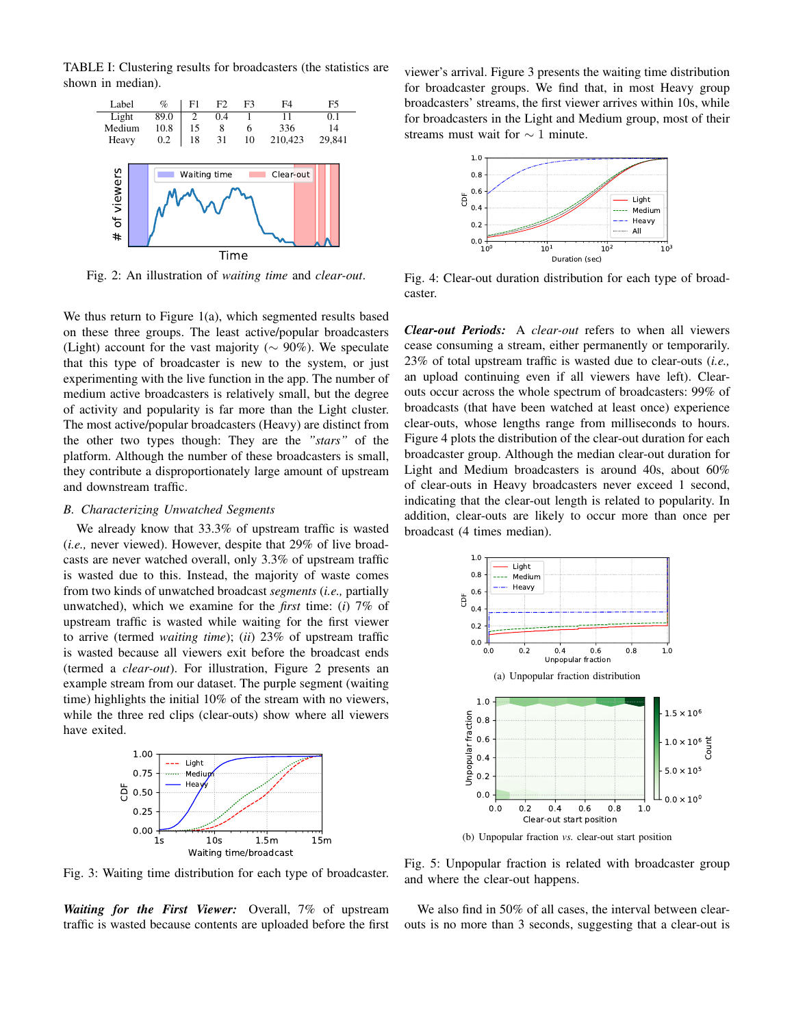TABLE I: Clustering results for broadcasters (the statistics are shown in median).

| Label | % | F1 | F2 | F3 | F4 | F5 |
|---|---|---|---|---|---|---|
| Light | 89.0 | 2 | 0.4 | 1 | 11 | 0.1 |
| Medium | 10.8 | 15 | 8 | 6 | 336 | 14 |
| Heavy | 0.2 | 18 | 31 | 10 | 210,423 | 29,841 |

Fig. 2: An illustration of *waiting time* and *clear-out*.

We thus return to Figure 1(a), which segmented results based on these three groups. The least active/popular broadcasters (Light) account for the vast majority (∼ 90%). We speculate that this type of broadcaster is new to the system, or just experimenting with the live function in the app. The number of medium active broadcasters is relatively small, but the degree of activity and popularity is far more than the Light cluster. The most active/popular broadcasters (Heavy) are distinct from the other two types though: They are the *"stars"* of the platform. Although the number of these broadcasters is small, they contribute a disproportionately large amount of upstream and downstream traffic.

## B. Characterizing Unwatched Segments

We already know that 33.3% of upstream traffic is wasted (*i.e.,* never viewed). However, despite that 29% of live broadcasts are never watched overall, only 3.3% of upstream traffic is wasted due to this. Instead, the majority of waste comes from two kinds of unwatched broadcast *segments* (*i.e.,* partially unwatched), which we examine for the *first* time: (*i*) 7% of upstream traffic is wasted while waiting for the first viewer to arrive (termed *waiting time*); (*ii*) 23% of upstream traffic is wasted because all viewers exit before the broadcast ends (termed a *clear-out*). For illustration, Figure 2 presents an example stream from our dataset. The purple segment (waiting time) highlights the initial 10% of the stream with no viewers, while the three red clips (clear-outs) show where all viewers have exited.

Fig. 3: Waiting time distribution for each type of broadcaster.

***Waiting for the First Viewer:*** Overall, 7% of upstream traffic is wasted because contents are uploaded before the first viewer's arrival. Figure 3 presents the waiting time distribution for broadcaster groups. We find that, in most Heavy group broadcasters' streams, the first viewer arrives within 10s, while for broadcasters in the Light and Medium group, most of their streams must wait for ∼ 1 minute.

Fig. 4: Clear-out duration distribution for each type of broadcaster.

***Clear-out Periods:*** A *clear-out* refers to when all viewers cease consuming a stream, either permanently or temporarily. 23% of total upstream traffic is wasted due to clear-outs (*i.e.,* an upload continuing even if all viewers have left). Clear-outs occur across the whole spectrum of broadcasters: 99% of broadcasts (that have been watched at least once) experience clear-outs, whose lengths range from milliseconds to hours. Figure 4 plots the distribution of the clear-out duration for each broadcaster group. Although the median clear-out duration for Light and Medium broadcasters is around 40s, about 60% of clear-outs in Heavy broadcasters never exceed 1 second, indicating that the clear-out length is related to popularity. In addition, clear-outs are likely to occur more than once per broadcast (4 times median).

(a) Unpopular fraction distribution

(b) Unpopular fraction *vs.* clear-out start position

Fig. 5: Unpopular fraction is related with broadcaster group and where the clear-out happens.

We also find in 50% of all cases, the interval between clear-outs is no more than 3 seconds, suggesting that a clear-out is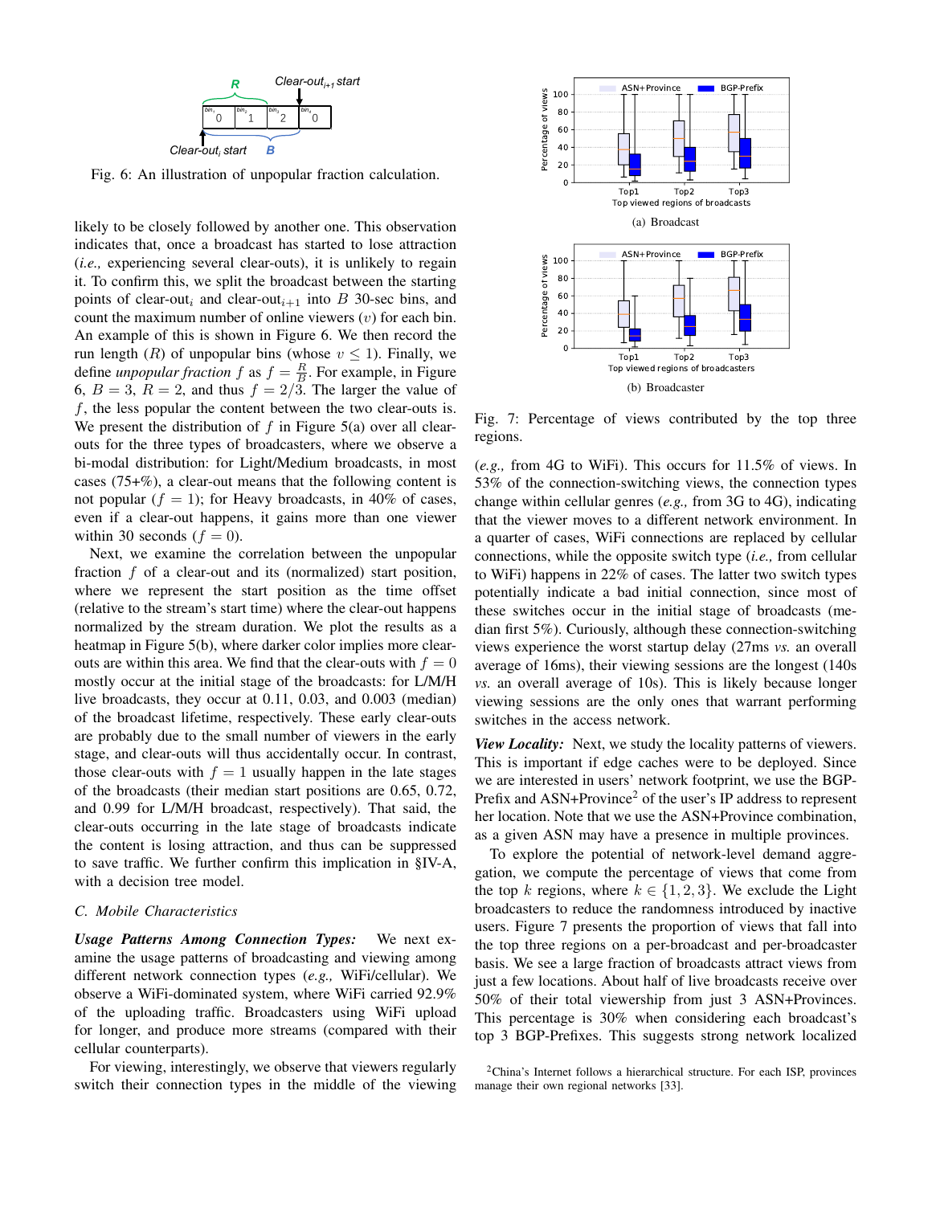Fig. 6: An illustration of unpopular fraction calculation.

likely to be closely followed by another one. This observation indicates that, once a broadcast has started to lose attraction (*i.e.,* experiencing several clear-outs), it is unlikely to regain it. To confirm this, we split the broadcast between the starting points of clear-out$_i$ and clear-out$_{i+1}$ into $B$ 30-sec bins, and count the maximum number of online viewers ($v$) for each bin. An example of this is shown in Figure 6. We then record the run length ($R$) of unpopular bins (whose $v \leq 1$). Finally, we define *unpopular fraction* $f$ as $f = \frac{R}{B}$. For example, in Figure 6, $B = 3$, $R = 2$, and thus $f = 2/3$. The larger the value of $f$, the less popular the content between the two clear-outs is. We present the distribution of $f$ in Figure 5(a) over all clear-outs for the three types of broadcasters, where we observe a bi-modal distribution: for Light/Medium broadcasts, in most cases (75+%), a clear-out means that the following content is not popular ($f = 1$); for Heavy broadcasts, in 40% of cases, even if a clear-out happens, it gains more than one viewer within 30 seconds ($f = 0$).

Next, we examine the correlation between the unpopular fraction $f$ of a clear-out and its (normalized) start position, where we represent the start position as the time offset (relative to the stream's start time) where the clear-out happens normalized by the stream duration. We plot the results as a heatmap in Figure 5(b), where darker color implies more clear-outs are within this area. We find that the clear-outs with $f = 0$ mostly occur at the initial stage of the broadcasts: for L/M/H live broadcasts, they occur at 0.11, 0.03, and 0.003 (median) of the broadcast lifetime, respectively. These early clear-outs are probably due to the small number of viewers in the early stage, and clear-outs will thus accidentally occur. In contrast, those clear-outs with $f = 1$ usually happen in the late stages of the broadcasts (their median start positions are 0.65, 0.72, and 0.99 for L/M/H broadcast, respectively). That said, the clear-outs occurring in the late stage of broadcasts indicate the content is losing attraction, and thus can be suppressed to save traffic. We further confirm this implication in §IV-A, with a decision tree model.

### C. Mobile Characteristics

***Usage Patterns Among Connection Types:*** We next examine the usage patterns of broadcasting and viewing among different network connection types (*e.g.,* WiFi/cellular). We observe a WiFi-dominated system, where WiFi carried 92.9% of the uploading traffic. Broadcasters using WiFi upload for longer, and produce more streams (compared with their cellular counterparts).

For viewing, interestingly, we observe that viewers regularly switch their connection types in the middle of the viewing (*e.g.,* from 4G to WiFi). This occurs for 11.5% of views. In 53% of the connection-switching views, the connection types change within cellular genres (*e.g.,* from 3G to 4G), indicating that the viewer moves to a different network environment. In a quarter of cases, WiFi connections are replaced by cellular connections, while the opposite switch type (*i.e.,* from cellular to WiFi) happens in 22% of cases. The latter two switch types potentially indicate a bad initial connection, since most of these switches occur in the initial stage of broadcasts (median first 5%). Curiously, although these connection-switching views experience the worst startup delay (27ms *vs.* an overall average of 16ms), their viewing sessions are the longest (140s *vs.* an overall average of 10s). This is likely because longer viewing sessions are the only ones that warrant performing switches in the access network.

(a) Broadcast

(b) Broadcaster

Fig. 7: Percentage of views contributed by the top three regions.

***View Locality:*** Next, we study the locality patterns of viewers. This is important if edge caches were to be deployed. Since we are interested in users' network footprint, we use the BGP-Prefix and ASN+Province[2] of the user's IP address to represent her location. Note that we use the ASN+Province combination, as a given ASN may have a presence in multiple provinces.

To explore the potential of network-level demand aggregation, we compute the percentage of views that come from the top $k$ regions, where $k \in \{1, 2, 3\}$. We exclude the Light broadcasters to reduce the randomness introduced by inactive users. Figure 7 presents the proportion of views that fall into the top three regions on a per-broadcast and per-broadcaster basis. We see a large fraction of broadcasts attract views from just a few locations. About half of live broadcasts receive over 50% of their total viewership from just 3 ASN+Provinces. This percentage is 30% when considering each broadcast's top 3 BGP-Prefixes. This suggests strong network localized

[2] China's Internet follows a hierarchical structure. For each ISP, provinces manage their own regional networks [33].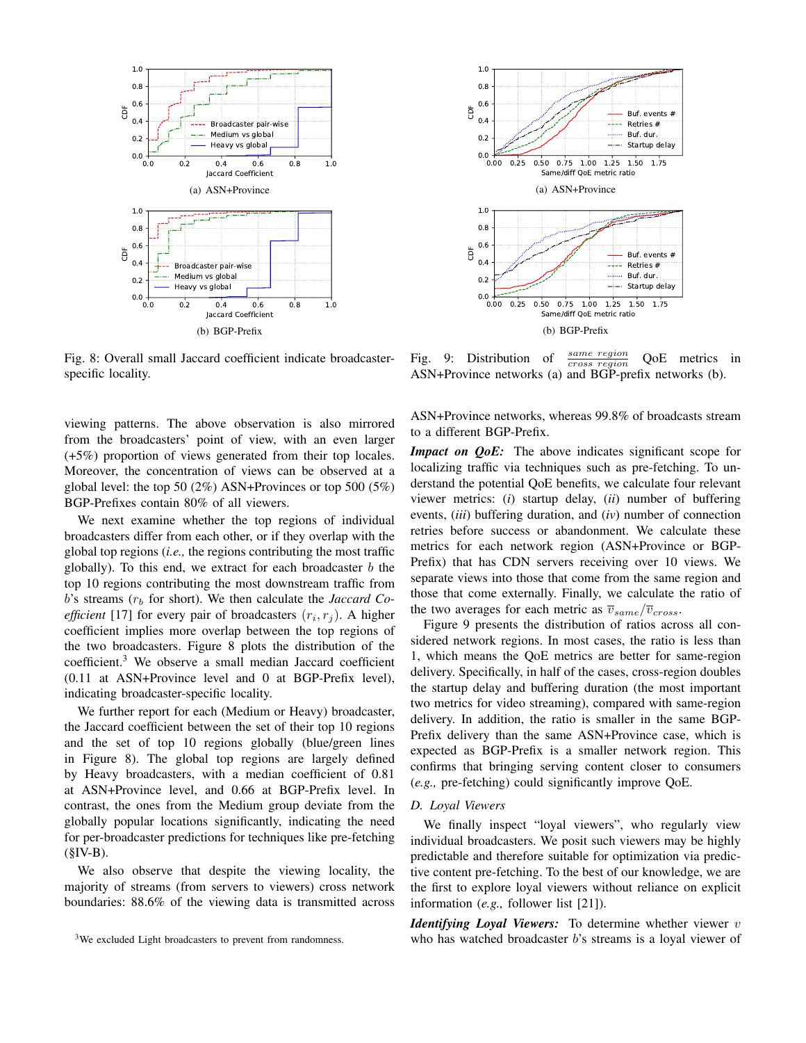(a) ASN+Province

(b) BGP-Prefix

Fig. 8: Overall small Jaccard coefficient indicate broadcaster-specific locality.

(a) ASN+Province

(b) BGP-Prefix

Fig. 9: Distribution of $\frac{same\ region}{cross\ region}$ QoE metrics in ASN+Province networks (a) and BGP-prefix networks (b).

viewing patterns. The above observation is also mirrored from the broadcasters' point of view, with an even larger (+5%) proportion of views generated from their top locales. Moreover, the concentration of views can be observed at a global level: the top 50 (2%) ASN+Provinces or top 500 (5%) BGP-Prefixes contain 80% of all viewers.

We next examine whether the top regions of individual broadcasters differ from each other, or if they overlap with the global top regions (*i.e.,* the regions contributing the most traffic globally). To this end, we extract for each broadcaster $b$ the top 10 regions contributing the most downstream traffic from $b$'s streams ($r_b$ for short). We then calculate the *Jaccard Coefficient* [17] for every pair of broadcasters $(r_i, r_j)$. A higher coefficient implies more overlap between the top regions of the two broadcasters. Figure 8 plots the distribution of the coefficient.[3] We observe a small median Jaccard coefficient (0.11 at ASN+Province level and 0 at BGP-Prefix level), indicating broadcaster-specific locality.

We further report for each (Medium or Heavy) broadcaster, the Jaccard coefficient between the set of their top 10 regions and the set of top 10 regions globally (blue/green lines in Figure 8). The global top regions are largely defined by Heavy broadcasters, with a median coefficient of 0.81 at ASN+Province level, and 0.66 at BGP-Prefix level. In contrast, the ones from the Medium group deviate from the globally popular locations significantly, indicating the need for per-broadcaster predictions for techniques like pre-fetching (§IV-B).

We also observe that despite the viewing locality, the majority of streams (from servers to viewers) cross network boundaries: 88.6% of the viewing data is transmitted across ASN+Province networks, whereas 99.8% of broadcasts stream to a different BGP-Prefix.

***Impact on QoE:*** The above indicates significant scope for localizing traffic via techniques such as pre-fetching. To understand the potential QoE benefits, we calculate four relevant viewer metrics: (*i*) startup delay, (*ii*) number of buffering events, (*iii*) buffering duration, and (*iv*) number of connection retries before success or abandonment. We calculate these metrics for each network region (ASN+Province or BGP-Prefix) that has CDN servers receiving over 10 views. We separate views into those that come from the same region and those that come externally. Finally, we calculate the ratio of the two averages for each metric as $\overline{v}_{same}/\overline{v}_{cross}$.

Figure 9 presents the distribution of ratios across all considered network regions. In most cases, the ratio is less than 1, which means the QoE metrics are better for same-region delivery. Specifically, in half of the cases, cross-region doubles the startup delay and buffering duration (the most important two metrics for video streaming), compared with same-region delivery. In addition, the ratio is smaller in the same BGP-Prefix delivery than the same ASN+Province case, which is expected as BGP-Prefix is a smaller network region. This confirms that bringing serving content closer to consumers (*e.g.,* pre-fetching) could significantly improve QoE.

### D. Loyal Viewers

We finally inspect "loyal viewers", who regularly view individual broadcasters. We posit such viewers may be highly predictable and therefore suitable for optimization via predictive content pre-fetching. To the best of our knowledge, we are the first to explore loyal viewers without reliance on explicit information (*e.g.,* follower list [21]).

***Identifying Loyal Viewers:*** To determine whether viewer $v$ who has watched broadcaster $b$'s streams is a loyal viewer of

[3] We excluded Light broadcasters to prevent from randomness.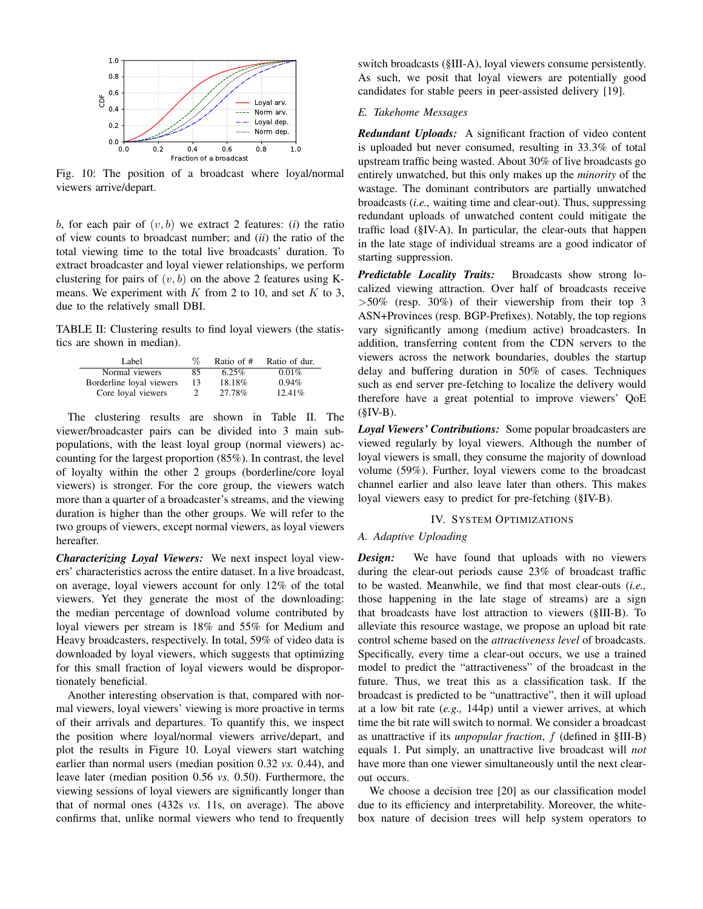Fig. 10: The position of a broadcast where loyal/normal viewers arrive/depart.

$b$, for each pair of $(v, b)$ we extract 2 features: (*i*) the ratio of view counts to broadcast number; and (*ii*) the ratio of the total viewing time to the total live broadcasts' duration. To extract broadcaster and loyal viewer relationships, we perform clustering for pairs of $(v, b)$ on the above 2 features using K-means. We experiment with $K$ from 2 to 10, and set $K$ to 3, due to the relatively small DBI.

TABLE II: Clustering results to find loyal viewers (the statistics are shown in median).

| Label | % | Ratio of # | Ratio of dur. |
|---|---|---|---|
| Normal viewers | 85 | 6.25% | 0.01% |
| Borderline loyal viewers | 13 | 18.18% | 0.94% |
| Core loyal viewers | 2 | 27.78% | 12.41% |

The clustering results are shown in Table II. The viewer/broadcaster pairs can be divided into 3 main sub-populations, with the least loyal group (normal viewers) accounting for the largest proportion (85%). In contrast, the level of loyalty within the other 2 groups (borderline/core loyal viewers) is stronger. For the core group, the viewers watch more than a quarter of a broadcaster's streams, and the viewing duration is higher than the other groups. We will refer to the two groups of viewers, except normal viewers, as loyal viewers hereafter.

***Characterizing Loyal Viewers:*** We next inspect loyal viewers' characteristics across the entire dataset. In a live broadcast, on average, loyal viewers account for only 12% of the total viewers. Yet they generate the most of the downloading: the median percentage of download volume contributed by loyal viewers per stream is 18% and 55% for Medium and Heavy broadcasters, respectively. In total, 59% of video data is downloaded by loyal viewers, which suggests that optimizing for this small fraction of loyal viewers would be disproportionately beneficial.

Another interesting observation is that, compared with normal viewers, loyal viewers' viewing is more proactive in terms of their arrivals and departures. To quantify this, we inspect the position where loyal/normal viewers arrive/depart, and plot the results in Figure 10. Loyal viewers start watching earlier than normal users (median position 0.32 *vs.* 0.44), and leave later (median position 0.56 *vs.* 0.50). Furthermore, the viewing sessions of loyal viewers are significantly longer than that of normal ones (432s *vs.* 11s, on average). The above confirms that, unlike normal viewers who tend to frequently switch broadcasts (§III-A), loyal viewers consume persistently. As such, we posit that loyal viewers are potentially good candidates for stable peers in peer-assisted delivery [19].

### *E. Takehome Messages*

***Redundant Uploads:*** A significant fraction of video content is uploaded but never consumed, resulting in 33.3% of total upstream traffic being wasted. About 30% of live broadcasts go entirely unwatched, but this only makes up the *minority* of the wastage. The dominant contributors are partially unwatched broadcasts (*i.e.,* waiting time and clear-out). Thus, suppressing redundant uploads of unwatched content could mitigate the traffic load (§IV-A). In particular, the clear-outs that happen in the late stage of individual streams are a good indicator of starting suppression.

***Predictable Locality Traits:*** Broadcasts show strong localized viewing attraction. Over half of broadcasts receive $>$50% (resp. 30%) of their viewership from their top 3 ASN+Provinces (resp. BGP-Prefixes). Notably, the top regions vary significantly among (medium active) broadcasters. In addition, transferring content from the CDN servers to the viewers across the network boundaries, doubles the startup delay and buffering duration in 50% of cases. Techniques such as end server pre-fetching to localize the delivery would therefore have a great potential to improve viewers' QoE (§IV-B).

***Loyal Viewers' Contributions:*** Some popular broadcasters are viewed regularly by loyal viewers. Although the number of loyal viewers is small, they consume the majority of download volume (59%). Further, loyal viewers come to the broadcast channel earlier and also leave later than others. This makes loyal viewers easy to predict for pre-fetching (§IV-B).

## IV. System Optimizations

### *A. Adaptive Uploading*

***Design:*** We have found that uploads with no viewers during the clear-out periods cause 23% of broadcast traffic to be wasted. Meanwhile, we find that most clear-outs (*i.e.,* those happening in the late stage of streams) are a sign that broadcasts have lost attraction to viewers (§III-B). To alleviate this resource wastage, we propose an upload bit rate control scheme based on the *attractiveness level* of broadcasts. Specifically, every time a clear-out occurs, we use a trained model to predict the "attractiveness" of the broadcast in the future. Thus, we treat this as a classification task. If the broadcast is predicted to be "unattractive", then it will upload at a low bit rate (*e.g.,* 144p) until a viewer arrives, at which time the bit rate will switch to normal. We consider a broadcast as unattractive if its *unpopular fraction*, $f$ (defined in §III-B) equals 1. Put simply, an unattractive live broadcast will *not* have more than one viewer simultaneously until the next clear-out occurs.

We choose a decision tree [20] as our classification model due to its efficiency and interpretability. Moreover, the white-box nature of decision trees will help system operators to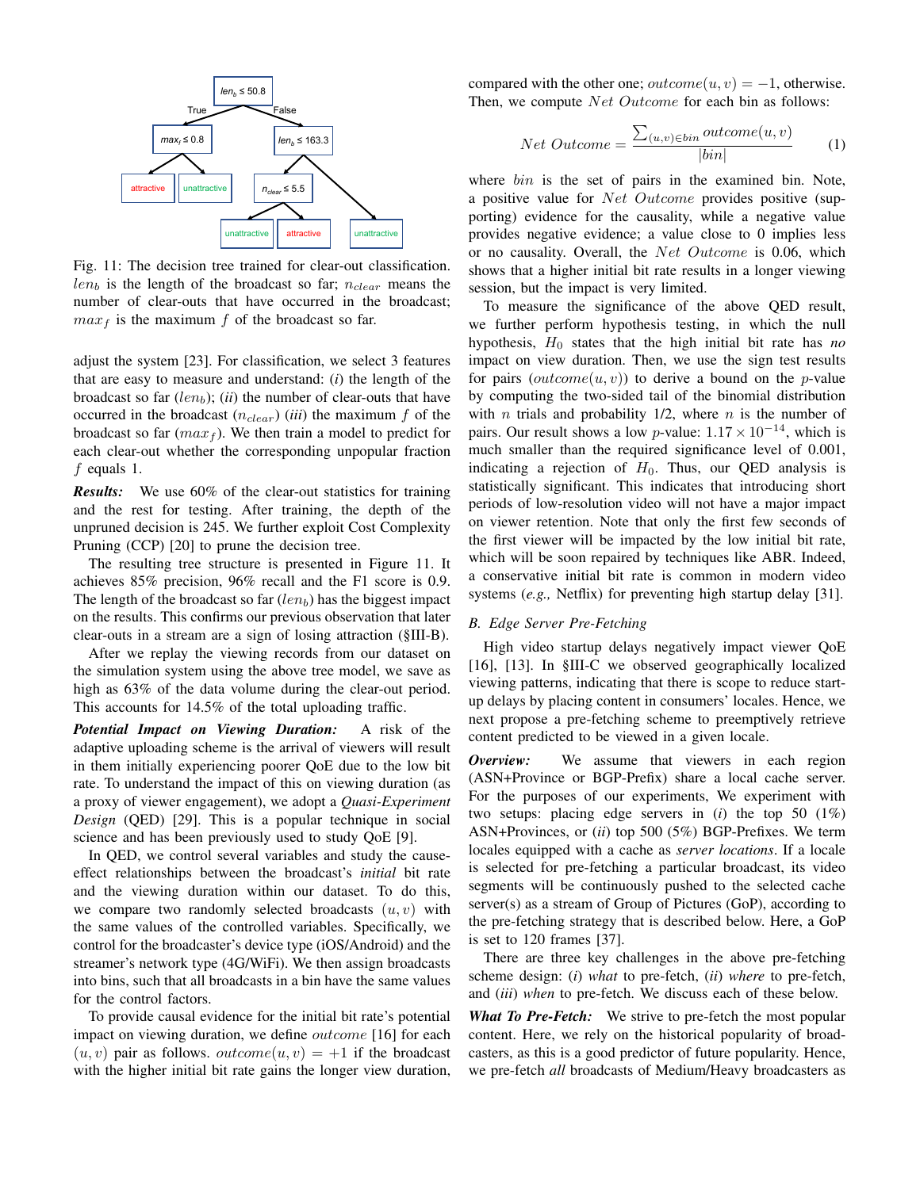Fig. 11: The decision tree trained for clear-out classification. $len_b$ is the length of the broadcast so far; $n_{clear}$ means the number of clear-outs that have occurred in the broadcast; $max_f$ is the maximum $f$ of the broadcast so far.

adjust the system [23]. For classification, we select 3 features that are easy to measure and understand: (*i*) the length of the broadcast so far ($len_b$); (*ii*) the number of clear-outs that have occurred in the broadcast ($n_{clear}$) (*iii*) the maximum $f$ of the broadcast so far ($max_f$). We then train a model to predict for each clear-out whether the corresponding unpopular fraction $f$ equals 1.

***Results:*** We use 60% of the clear-out statistics for training and the rest for testing. After training, the depth of the unpruned decision is 245. We further exploit Cost Complexity Pruning (CCP) [20] to prune the decision tree.

The resulting tree structure is presented in Figure 11. It achieves 85% precision, 96% recall and the F1 score is 0.9. The length of the broadcast so far ($len_b$) has the biggest impact on the results. This confirms our previous observation that later clear-outs in a stream are a sign of losing attraction (§III-B).

After we replay the viewing records from our dataset on the simulation system using the above tree model, we save as high as 63% of the data volume during the clear-out period. This accounts for 14.5% of the total uploading traffic.

***Potential Impact on Viewing Duration:*** A risk of the adaptive uploading scheme is the arrival of viewers will result in them initially experiencing poorer QoE due to the low bit rate. To understand the impact of this on viewing duration (as a proxy of viewer engagement), we adopt a *Quasi-Experiment Design* (QED) [29]. This is a popular technique in social science and has been previously used to study QoE [9].

In QED, we control several variables and study the cause-effect relationships between the broadcast's *initial* bit rate and the viewing duration within our dataset. To do this, we compare two randomly selected broadcasts $(u, v)$ with the same values of the controlled variables. Specifically, we control for the broadcaster's device type (iOS/Android) and the streamer's network type (4G/WiFi). We then assign broadcasts into bins, such that all broadcasts in a bin have the same values for the control factors.

To provide causal evidence for the initial bit rate's potential impact on viewing duration, we define $outcome$ [16] for each $(u, v)$ pair as follows. $outcome(u, v) = +1$ if the broadcast with the higher initial bit rate gains the longer view duration, compared with the other one; $outcome(u, v) = -1$, otherwise. Then, we compute $Net\ Outcome$ for each bin as follows:

$$Net\ Outcome = \frac{\sum_{(u,v) \in bin} outcome(u, v)}{|bin|} \quad (1)$$

where $bin$ is the set of pairs in the examined bin. Note, a positive value for $Net\ Outcome$ provides positive (supporting) evidence for the causality, while a negative value provides negative evidence; a value close to 0 implies less or no causality. Overall, the $Net\ Outcome$ is 0.06, which shows that a higher initial bit rate results in a longer viewing session, but the impact is very limited.

To measure the significance of the above QED result, we further perform hypothesis testing, in which the null hypothesis, $H_0$ states that the high initial bit rate has *no* impact on view duration. Then, we use the sign test results for pairs ($outcome(u, v)$) to derive a bound on the $p$-value by computing the two-sided tail of the binomial distribution with $n$ trials and probability 1/2, where $n$ is the number of pairs. Our result shows a low $p$-value: $1.17 \times 10^{-14}$, which is much smaller than the required significance level of 0.001, indicating a rejection of $H_0$. Thus, our QED analysis is statistically significant. This indicates that introducing short periods of low-resolution video will not have a major impact on viewer retention. Note that only the first few seconds of the first viewer will be impacted by the low initial bit rate, which will be soon repaired by techniques like ABR. Indeed, a conservative initial bit rate is common in modern video systems (*e.g.,* Netflix) for preventing high startup delay [31].

## B. Edge Server Pre-Fetching

High video startup delays negatively impact viewer QoE [16], [13]. In §III-C we observed geographically localized viewing patterns, indicating that there is scope to reduce start-up delays by placing content in consumers' locales. Hence, we next propose a pre-fetching scheme to preemptively retrieve content predicted to be viewed in a given locale.

***Overview:*** We assume that viewers in each region (ASN+Province or BGP-Prefix) share a local cache server. For the purposes of our experiments, We experiment with two setups: placing edge servers in (*i*) the top 50 (1%) ASN+Provinces, or (*ii*) top 500 (5%) BGP-Prefixes. We term locales equipped with a cache as *server locations*. If a locale is selected for pre-fetching a particular broadcast, its video segments will be continuously pushed to the selected cache server(s) as a stream of Group of Pictures (GoP), according to the pre-fetching strategy that is described below. Here, a GoP is set to 120 frames [37].

There are three key challenges in the above pre-fetching scheme design: (*i*) *what* to pre-fetch, (*ii*) *where* to pre-fetch, and (*iii*) *when* to pre-fetch. We discuss each of these below.

***What To Pre-Fetch:*** We strive to pre-fetch the most popular content. Here, we rely on the historical popularity of broadcasters, as this is a good predictor of future popularity. Hence, we pre-fetch *all* broadcasts of Medium/Heavy broadcasters as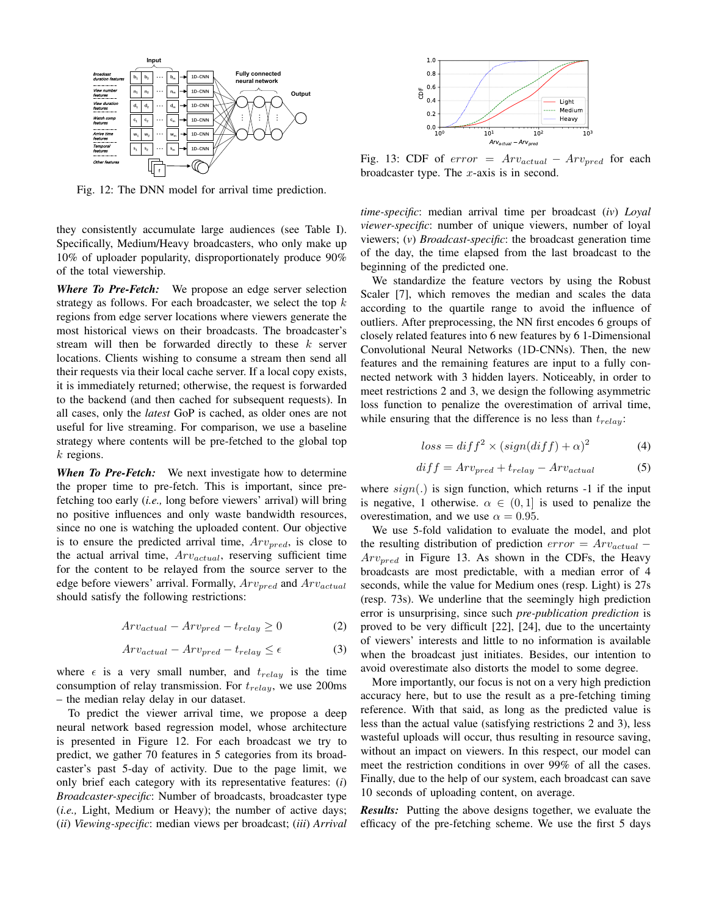Fig. 12: The DNN model for arrival time prediction.

Fig. 13: CDF of $error = Arv_{actual} - Arv_{pred}$ for each broadcaster type. The $x$-axis is in second.

they consistently accumulate large audiences (see Table I). Specifically, Medium/Heavy broadcasters, who only make up 10% of uploader popularity, disproportionately produce 90% of the total viewership.

***Where To Pre-Fetch:*** We propose an edge server selection strategy as follows. For each broadcaster, we select the top $k$ regions from edge server locations where viewers generate the most historical views on their broadcasts. The broadcaster's stream will then be forwarded directly to these $k$ server locations. Clients wishing to consume a stream then send all their requests via their local cache server. If a local copy exists, it is immediately returned; otherwise, the request is forwarded to the backend (and then cached for subsequent requests). In all cases, only the *latest* GoP is cached, as older ones are not useful for live streaming. For comparison, we use a baseline strategy where contents will be pre-fetched to the global top $k$ regions.

***When To Pre-Fetch:*** We next investigate how to determine the proper time to pre-fetch. This is important, since pre-fetching too early (*i.e.,* long before viewers' arrival) will bring no positive influences and only waste bandwidth resources, since no one is watching the uploaded content. Our objective is to ensure the predicted arrival time, $Arv_{pred}$, is close to the actual arrival time, $Arv_{actual}$, reserving sufficient time for the content to be relayed from the source server to the edge before viewers' arrival. Formally, $Arv_{pred}$ and $Arv_{actual}$ should satisfy the following restrictions:

$$Arv_{actual} - Arv_{pred} - t_{relay} \geq 0 \tag{2}$$

$$Arv_{actual} - Arv_{pred} - t_{relay} \leq \epsilon \tag{3}$$

where $\epsilon$ is a very small number, and $t_{relay}$ is the time consumption of relay transmission. For $t_{relay}$, we use 200ms – the median relay delay in our dataset.

To predict the viewer arrival time, we propose a deep neural network based regression model, whose architecture is presented in Figure 12. For each broadcast we try to predict, we gather 70 features in 5 categories from its broadcaster's past 5-day of activity. Due to the page limit, we only brief each category with its representative features: (*i*) *Broadcaster-specific*: Number of broadcasts, broadcaster type (*i.e.,* Light, Medium or Heavy); the number of active days; (*ii*) *Viewing-specific*: median views per broadcast; (*iii*) *Arrival time-specific*: median arrival time per broadcast (*iv*) *Loyal viewer-specific*: number of unique viewers, number of loyal viewers; (*v*) *Broadcast-specific*: the broadcast generation time of the day, the time elapsed from the last broadcast to the beginning of the predicted one.

We standardize the feature vectors by using the Robust Scaler [7], which removes the median and scales the data according to the quartile range to avoid the influence of outliers. After preprocessing, the NN first encodes 6 groups of closely related features into 6 new features by 6 1-Dimensional Convolutional Neural Networks (1D-CNNs). Then, the new features and the remaining features are input to a fully connected network with 3 hidden layers. Noticeably, in order to meet restrictions 2 and 3, we design the following asymmetric loss function to penalize the overestimation of arrival time, while ensuring that the difference is no less than $t_{relay}$:

$$loss = diff^2 \times (sign(diff) + \alpha)^2 \tag{4}$$

$$diff = Arv_{pred} + t_{relay} - Arv_{actual} \tag{5}$$

where $sign(.)$ is sign function, which returns -1 if the input is negative, 1 otherwise. $\alpha \in (0, 1]$ is used to penalize the overestimation, and we use $\alpha = 0.95$.

We use 5-fold validation to evaluate the model, and plot the resulting distribution of prediction $error = Arv_{actual} - Arv_{pred}$ in Figure 13. As shown in the CDFs, the Heavy broadcasts are most predictable, with a median error of 4 seconds, while the value for Medium ones (resp. Light) is 27s (resp. 73s). We underline that the seemingly high prediction error is unsurprising, since such *pre-publication prediction* is proved to be very difficult [22], [24], due to the uncertainty of viewers' interests and little to no information is available when the broadcast just initiates. Besides, our intention to avoid overestimate also distorts the model to some degree.

More importantly, our focus is not on a very high prediction accuracy here, but to use the result as a pre-fetching timing reference. With that said, as long as the predicted value is less than the actual value (satisfying restrictions 2 and 3), less wasteful uploads will occur, thus resulting in resource saving, without an impact on viewers. In this respect, our model can meet the restriction conditions in over 99% of all the cases. Finally, due to the help of our system, each broadcast can save 10 seconds of uploading content, on average.

***Results:*** Putting the above designs together, we evaluate the efficacy of the pre-fetching scheme. We use the first 5 days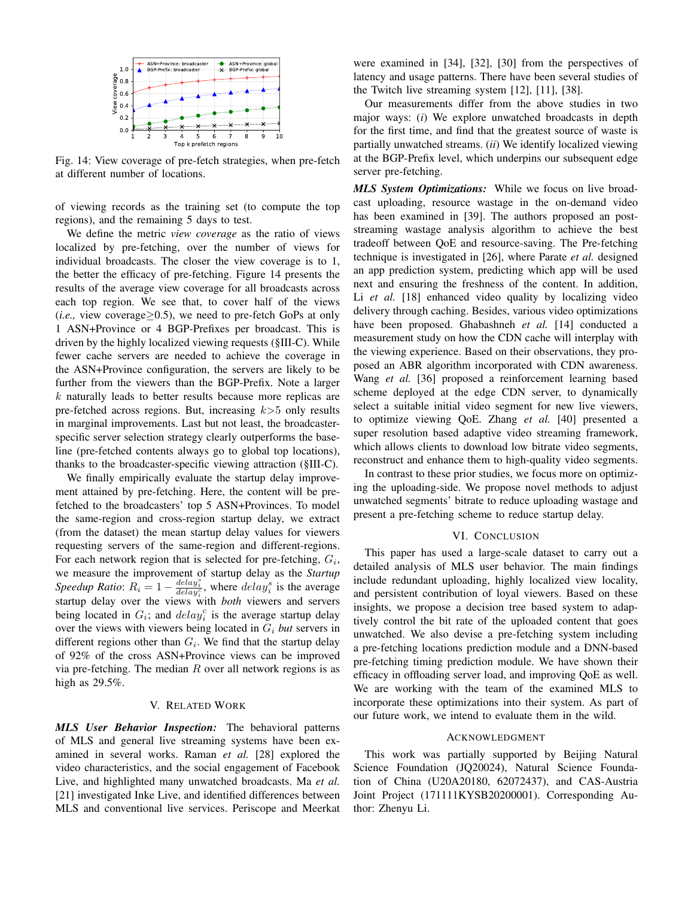Fig. 14: View coverage of pre-fetch strategies, when pre-fetch at different number of locations.

of viewing records as the training set (to compute the top regions), and the remaining 5 days to test.

We define the metric *view coverage* as the ratio of views localized by pre-fetching, over the number of views for individual broadcasts. The closer the view coverage is to 1, the better the efficacy of pre-fetching. Figure 14 presents the results of the average view coverage for all broadcasts across each top region. We see that, to cover half of the views (*i.e.,* view coverage$\geq$0.5), we need to pre-fetch GoPs at only 1 ASN+Province or 4 BGP-Prefixes per broadcast. This is driven by the highly localized viewing requests (§III-C). While fewer cache servers are needed to achieve the coverage in the ASN+Province configuration, the servers are likely to be further from the viewers than the BGP-Prefix. Note a larger $k$ naturally leads to better results because more replicas are pre-fetched across regions. But, increasing $k$>5 only results in marginal improvements. Last but not least, the broadcaster-specific server selection strategy clearly outperforms the baseline (pre-fetched contents always go to global top locations), thanks to the broadcaster-specific viewing attraction (§III-C).

We finally empirically evaluate the startup delay improvement attained by pre-fetching. Here, the content will be pre-fetched to the broadcasters' top 5 ASN+Provinces. To model the same-region and cross-region startup delay, we extract (from the dataset) the mean startup delay values for viewers requesting servers of the same-region and different-regions. For each network region that is selected for pre-fetching, $G_i$, we measure the improvement of startup delay as the *Startup Speedup Ratio*: $R_i = 1 - \frac{delay_i^s}{delay_i^c}$, where $delay_i^s$ is the average startup delay over the views with *both* viewers and servers being located in $G_i$; and $delay_i^c$ is the average startup delay over the views with viewers being located in $G_i$ *but* servers in different regions other than $G_i$. We find that the startup delay of 92% of the cross ASN+Province views can be improved via pre-fetching. The median $R$ over all network regions is as high as 29.5%.

## V. Related Work

***MLS User Behavior Inspection:*** The behavioral patterns of MLS and general live streaming systems have been examined in several works. Raman *et al.* [28] explored the video characteristics, and the social engagement of Facebook Live, and highlighted many unwatched broadcasts. Ma *et al.* [21] investigated Inke Live, and identified differences between MLS and conventional live services. Periscope and Meerkat were examined in [34], [32], [30] from the perspectives of latency and usage patterns. There have been several studies of the Twitch live streaming system [12], [11], [38].

Our measurements differ from the above studies in two major ways: (*i*) We explore unwatched broadcasts in depth for the first time, and find that the greatest source of waste is partially unwatched streams. (*ii*) We identify localized viewing at the BGP-Prefix level, which underpins our subsequent edge server pre-fetching.

***MLS System Optimizations:*** While we focus on live broadcast uploading, resource wastage in the on-demand video has been examined in [39]. The authors proposed an post-streaming wastage analysis algorithm to achieve the best tradeoff between QoE and resource-saving. The Pre-fetching technique is investigated in [26], where Parate *et al.* designed an app prediction system, predicting which app will be used next and ensuring the freshness of the content. In addition, Li *et al.* [18] enhanced video quality by localizing video delivery through caching. Besides, various video optimizations have been proposed. Ghabashneh *et al.* [14] conducted a measurement study on how the CDN cache will interplay with the viewing experience. Based on their observations, they proposed an ABR algorithm incorporated with CDN awareness. Wang *et al.* [36] proposed a reinforcement learning based scheme deployed at the edge CDN server, to dynamically select a suitable initial video segment for new live viewers, to optimize viewing QoE. Zhang *et al.* [40] presented a super resolution based adaptive video streaming framework, which allows clients to download low bitrate video segments, reconstruct and enhance them to high-quality video segments.

In contrast to these prior studies, we focus more on optimizing the uploading-side. We propose novel methods to adjust unwatched segments' bitrate to reduce uploading wastage and present a pre-fetching scheme to reduce startup delay.

## VI. Conclusion

This paper has used a large-scale dataset to carry out a detailed analysis of MLS user behavior. The main findings include redundant uploading, highly localized view locality, and persistent contribution of loyal viewers. Based on these insights, we propose a decision tree based system to adaptively control the bit rate of the uploaded content that goes unwatched. We also devise a pre-fetching system including a pre-fetching locations prediction module and a DNN-based pre-fetching timing prediction module. We have shown their efficacy in offloading server load, and improving QoE as well. We are working with the team of the examined MLS to incorporate these optimizations into their system. As part of our future work, we intend to evaluate them in the wild.

## Acknowledgment

This work was partially supported by Beijing Natural Science Foundation (JQ20024), Natural Science Foundation of China (U20A20180, 62072437), and CAS-Austria Joint Project (171111KYSB20200001). Corresponding Author: Zhenyu Li.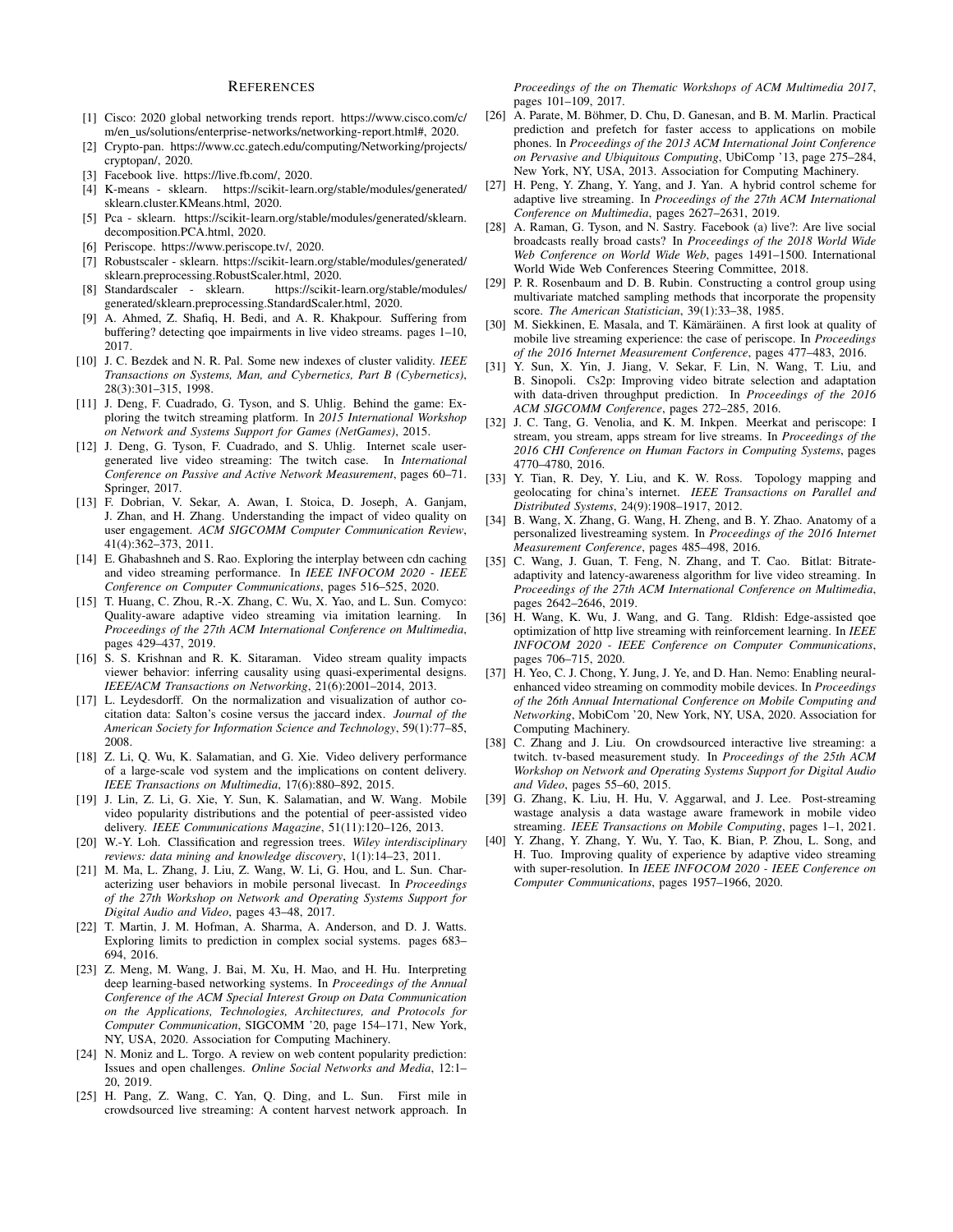## References

[1] Cisco: 2020 global networking trends report. https://www.cisco.com/c/m/en_us/solutions/enterprise-networks/networking-report.html#, 2020.

[2] Crypto-pan. https://www.cc.gatech.edu/computing/Networking/projects/cryptopan/, 2020.

[3] Facebook live. https://live.fb.com/, 2020.

[4] K-means - sklearn. https://scikit-learn.org/stable/modules/generated/sklearn.cluster.KMeans.html, 2020.

[5] Pca - sklearn. https://scikit-learn.org/stable/modules/generated/sklearn.decomposition.PCA.html, 2020.

[6] Periscope. https://www.periscope.tv/, 2020.

[7] Robustscaler - sklearn. https://scikit-learn.org/stable/modules/generated/sklearn.preprocessing.RobustScaler.html, 2020.

[8] Standardscaler - sklearn. https://scikit-learn.org/stable/modules/generated/sklearn.preprocessing.StandardScaler.html, 2020.

[9] A. Ahmed, Z. Shafiq, H. Bedi, and A. R. Khakpour. Suffering from buffering? detecting qoe impairments in live video streams. pages 1–10, 2017.

[10] J. C. Bezdek and N. R. Pal. Some new indexes of cluster validity. *IEEE Transactions on Systems, Man, and Cybernetics, Part B (Cybernetics)*, 28(3):301–315, 1998.

[11] J. Deng, F. Cuadrado, G. Tyson, and S. Uhlig. Behind the game: Exploring the twitch streaming platform. In *2015 International Workshop on Network and Systems Support for Games (NetGames)*, 2015.

[12] J. Deng, G. Tyson, F. Cuadrado, and S. Uhlig. Internet scale user-generated live video streaming: The twitch case. In *International Conference on Passive and Active Network Measurement*, pages 60–71. Springer, 2017.

[13] F. Dobrian, V. Sekar, A. Awan, I. Stoica, D. Joseph, A. Ganjam, J. Zhan, and H. Zhang. Understanding the impact of video quality on user engagement. *ACM SIGCOMM Computer Communication Review*, 41(4):362–373, 2011.

[14] E. Ghabashneh and S. Rao. Exploring the interplay between cdn caching and video streaming performance. In *IEEE INFOCOM 2020 - IEEE Conference on Computer Communications*, pages 516–525, 2020.

[15] T. Huang, C. Zhou, R.-X. Zhang, C. Wu, X. Yao, and L. Sun. Comyco: Quality-aware adaptive video streaming via imitation learning. In *Proceedings of the 27th ACM International Conference on Multimedia*, pages 429–437, 2019.

[16] S. S. Krishnan and R. K. Sitaraman. Video stream quality impacts viewer behavior: inferring causality using quasi-experimental designs. *IEEE/ACM Transactions on Networking*, 21(6):2001–2014, 2013.

[17] L. Leydesdorff. On the normalization and visualization of author co-citation data: Salton's cosine versus the jaccard index. *Journal of the American Society for Information Science and Technology*, 59(1):77–85, 2008.

[18] Z. Li, Q. Wu, K. Salamatian, and G. Xie. Video delivery performance of a large-scale vod system and the implications on content delivery. *IEEE Transactions on Multimedia*, 17(6):880–892, 2015.

[19] J. Lin, Z. Li, G. Xie, Y. Sun, K. Salamatian, and W. Wang. Mobile video popularity distributions and the potential of peer-assisted video delivery. *IEEE Communications Magazine*, 51(11):120–126, 2013.

[20] W.-Y. Loh. Classification and regression trees. *Wiley interdisciplinary reviews: data mining and knowledge discovery*, 1(1):14–23, 2011.

[21] M. Ma, L. Zhang, J. Liu, Z. Wang, W. Li, G. Hou, and L. Sun. Characterizing user behaviors in mobile personal livecast. In *Proceedings of the 27th Workshop on Network and Operating Systems Support for Digital Audio and Video*, pages 43–48, 2017.

[22] T. Martin, J. M. Hofman, A. Sharma, A. Anderson, and D. J. Watts. Exploring limits to prediction in complex social systems. pages 683–694, 2016.

[23] Z. Meng, M. Wang, J. Bai, M. Xu, H. Mao, and H. Hu. Interpreting deep learning-based networking systems. In *Proceedings of the Annual Conference of the ACM Special Interest Group on Data Communication on the Applications, Technologies, Architectures, and Protocols for Computer Communication*, SIGCOMM '20, page 154–171, New York, NY, USA, 2020. Association for Computing Machinery.

[24] N. Moniz and L. Torgo. A review on web content popularity prediction: Issues and open challenges. *Online Social Networks and Media*, 12:1–20, 2019.

[25] H. Pang, Z. Wang, C. Yan, Q. Ding, and L. Sun. First mile in crowdsourced live streaming: A content harvest network approach. In *Proceedings of the on Thematic Workshops of ACM Multimedia 2017*, pages 101–109, 2017.

[26] A. Parate, M. Böhmer, D. Chu, D. Ganesan, and B. M. Marlin. Practical prediction and prefetch for faster access to applications on mobile phones. In *Proceedings of the 2013 ACM International Joint Conference on Pervasive and Ubiquitous Computing*, UbiComp '13, page 275–284, New York, NY, USA, 2013. Association for Computing Machinery.

[27] H. Peng, Y. Zhang, Y. Yang, and J. Yan. A hybrid control scheme for adaptive live streaming. In *Proceedings of the 27th ACM International Conference on Multimedia*, pages 2627–2631, 2019.

[28] A. Raman, G. Tyson, and N. Sastry. Facebook (a) live?: Are live social broadcasts really broad casts? In *Proceedings of the 2018 World Wide Web Conference on World Wide Web*, pages 1491–1500. International World Wide Web Conferences Steering Committee, 2018.

[29] P. R. Rosenbaum and D. B. Rubin. Constructing a control group using multivariate matched sampling methods that incorporate the propensity score. *The American Statistician*, 39(1):33–38, 1985.

[30] M. Siekkinen, E. Masala, and T. Kämäräinen. A first look at quality of mobile live streaming experience: the case of periscope. In *Proceedings of the 2016 Internet Measurement Conference*, pages 477–483, 2016.

[31] Y. Sun, X. Yin, J. Jiang, V. Sekar, F. Lin, N. Wang, T. Liu, and B. Sinopoli. Cs2p: Improving video bitrate selection and adaptation with data-driven throughput prediction. In *Proceedings of the 2016 ACM SIGCOMM Conference*, pages 272–285, 2016.

[32] J. C. Tang, G. Venolia, and K. M. Inkpen. Meerkat and periscope: I stream, you stream, apps stream for live streams. In *Proceedings of the 2016 CHI Conference on Human Factors in Computing Systems*, pages 4770–4780, 2016.

[33] Y. Tian, R. Dey, Y. Liu, and K. W. Ross. Topology mapping and geolocating for china's internet. *IEEE Transactions on Parallel and Distributed Systems*, 24(9):1908–1917, 2012.

[34] B. Wang, X. Zhang, G. Wang, H. Zheng, and B. Y. Zhao. Anatomy of a personalized livestreaming system. In *Proceedings of the 2016 Internet Measurement Conference*, pages 485–498, 2016.

[35] C. Wang, J. Guan, T. Feng, N. Zhang, and T. Cao. Bitlat: Bitrate-adaptivity and latency-awareness algorithm for live video streaming. In *Proceedings of the 27th ACM International Conference on Multimedia*, pages 2642–2646, 2019.

[36] H. Wang, K. Wu, J. Wang, and G. Tang. Rldish: Edge-assisted qoe optimization of http live streaming with reinforcement learning. In *IEEE INFOCOM 2020 - IEEE Conference on Computer Communications*, pages 706–715, 2020.

[37] H. Yeo, C. J. Chong, Y. Jung, J. Ye, and D. Han. Nemo: Enabling neural-enhanced video streaming on commodity mobile devices. In *Proceedings of the 26th Annual International Conference on Mobile Computing and Networking*, MobiCom '20, New York, NY, USA, 2020. Association for Computing Machinery.

[38] C. Zhang and J. Liu. On crowdsourced interactive live streaming: a twitch. tv-based measurement study. In *Proceedings of the 25th ACM Workshop on Network and Operating Systems Support for Digital Audio and Video*, pages 55–60, 2015.

[39] G. Zhang, K. Liu, H. Hu, V. Aggarwal, and J. Lee. Post-streaming wastage analysis a data wastage aware framework in mobile video streaming. *IEEE Transactions on Mobile Computing*, pages 1–1, 2021.

[40] Y. Zhang, Y. Zhang, Y. Wu, Y. Tao, K. Bian, P. Zhou, L. Song, and H. Tuo. Improving quality of experience by adaptive video streaming with super-resolution. In *IEEE INFOCOM 2020 - IEEE Conference on Computer Communications*, pages 1957–1966, 2020.